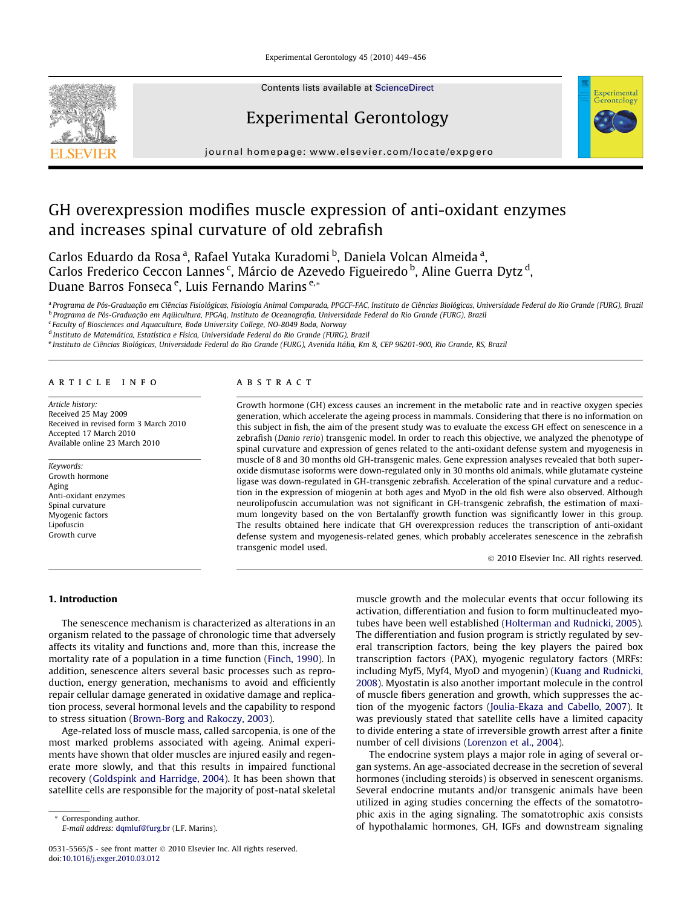# GH overexpression modifies muscle expression of anti-oxidant enzymes and increases spinal curvature of old zebrafish

Carlos Eduardo da Rosa [a], Rafael Yutaka Kuradomi [b], Daniela Volcan Almeida [a], Carlos Frederico Ceccon Lannes [c], Márcio de Azevedo Figueiredo [b], Aline Guerra Dytz [d], Duane Barros Fonseca [e], Luis Fernando Marins [e,*]

[a] Programa de Pós-Graduação em Ciências Fisiológicas, Fisiologia Animal Comparada, PPGCF-FAC, Instituto de Ciências Biológicas, Universidade Federal do Rio Grande (FURG), Brazil
[b] Programa de Pós-Graduação em Aqüicultura, PPGAq, Instituto de Oceanografia, Universidade Federal do Rio Grande (FURG), Brazil
[c] Faculty of Biosciences and Aquaculture, Bodø University College, NO-8049 Bodø, Norway
[d] Instituto de Matemática, Estatística e Física, Universidade Federal do Rio Grande (FURG), Brazil
[e] Instituto de Ciências Biológicas, Universidade Federal do Rio Grande (FURG), Avenida Itália, Km 8, CEP 96201-900, Rio Grande, RS, Brazil

## ARTICLE INFO

*Article history:*
Received 25 May 2009
Received in revised form 3 March 2010
Accepted 17 March 2010
Available online 23 March 2010

*Keywords:*
Growth hormone
Aging
Anti-oxidant enzymes
Spinal curvature
Myogenic factors
Lipofuscin
Growth curve

## ABSTRACT

Growth hormone (GH) excess causes an increment in the metabolic rate and in reactive oxygen species generation, which accelerate the ageing process in mammals. Considering that there is no information on this subject in fish, the aim of the present study was to evaluate the excess GH effect on senescence in a zebrafish (*Danio rerio*) transgenic model. In order to reach this objective, we analyzed the phenotype of spinal curvature and expression of genes related to the anti-oxidant defense system and myogenesis in muscle of 8 and 30 months old GH-transgenic males. Gene expression analyses revealed that both superoxide dismutase isoforms were down-regulated only in 30 months old animals, while glutamate cysteine ligase was down-regulated in GH-transgenic zebrafish. Acceleration of the spinal curvature and a reduction in the expression of miogenin at both ages and MyoD in the old fish were also observed. Although neurolipofuscin accumulation was not significant in GH-transgenic zebrafish, the estimation of maximum longevity based on the von Bertalanffy growth function was significantly lower in this group. The results obtained here indicate that GH overexpression reduces the transcription of anti-oxidant defense system and myogenesis-related genes, which probably accelerates senescence in the zebrafish transgenic model used.

© 2010 Elsevier Inc. All rights reserved.

## 1. Introduction

The senescence mechanism is characterized as alterations in an organism related to the passage of chronologic time that adversely affects its vitality and functions and, more than this, increase the mortality rate of a population in a time function (Finch, 1990). In addition, senescence alters several basic processes such as reproduction, energy generation, mechanisms to avoid and efficiently repair cellular damage generated in oxidative damage and replication process, several hormonal levels and the capability to respond to stress situation (Brown-Borg and Rakoczy, 2003).

Age-related loss of muscle mass, called sarcopenia, is one of the most marked problems associated with ageing. Animal experiments have shown that older muscles are injured easily and regenerate more slowly, and that this results in impaired functional recovery (Goldspink and Harridge, 2004). It has been shown that satellite cells are responsible for the majority of post-natal skeletal muscle growth and the molecular events that occur following its activation, differentiation and fusion to form multinucleated myotubes have been well established (Holterman and Rudnicki, 2005). The differentiation and fusion program is strictly regulated by several transcription factors, being the key players the paired box transcription factors (PAX), myogenic regulatory factors (MRFs: including Myf5, Myf4, MyoD and myogenin) (Kuang and Rudnicki, 2008). Myostatin is also another important molecule in the control of muscle fibers generation and growth, which suppresses the action of the myogenic factors (Joulia-Ekaza and Cabello, 2007). It was previously stated that satellite cells have a limited capacity to divide entering a state of irreversible growth arrest after a finite number of cell divisions (Lorenzon et al., 2004).

The endocrine system plays a major role in aging of several organ systems. An age-associated decrease in the secretion of several hormones (including steroids) is observed in senescent organisms. Several endocrine mutants and/or transgenic animals have been utilized in aging studies concerning the effects of the somatotrophic axis in the aging signaling. The somatotrophic axis consists of hypothalamic hormones, GH, IGFs and downstream signaling

* Corresponding author.
E-mail address: dqmluf@furg.br (L.F. Marins).

0531-5565/$ - see front matter © 2010 Elsevier Inc. All rights reserved.
doi:10.1016/j.exger.2010.03.012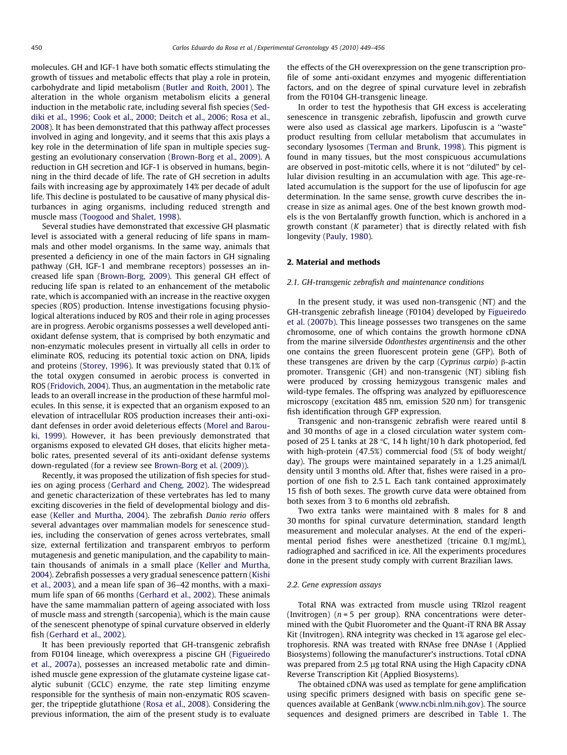molecules. GH and IGF-1 have both somatic effects stimulating the growth of tissues and metabolic effects that play a role in protein, carbohydrate and lipid metabolism (Butler and Roith, 2001). The alteration in the whole organism metabolism elicits a general induction in the metabolic rate, including several fish species (Seddiki et al., 1996; Cook et al., 2000; Deitch et al., 2006; Rosa et al., 2008). It has been demonstrated that this pathway affect processes involved in aging and longevity, and it seems that this axis plays a key role in the determination of life span in multiple species suggesting an evolutionary conservation (Brown-Borg et al., 2009). A reduction in GH secretion and IGF-1 is observed in humans, beginning in the third decade of life. The rate of GH secretion in adults fails with increasing age by approximately 14% per decade of adult life. This decline is postulated to be causative of many physical disturbances in aging organisms, including reduced strength and muscle mass (Toogood and Shalet, 1998).

Several studies have demonstrated that excessive GH plasmatic level is associated with a general reducing of life spans in mammals and other model organisms. In the same way, animals that presented a deficiency in one of the main factors in GH signaling pathway (GH, IGF-1 and membrane receptors) possesses an increased life span (Brown-Borg, 2009). This general GH effect of reducing life span is related to an enhancement of the metabolic rate, which is accompanied with an increase in the reactive oxygen species (ROS) production. Intense investigations focusing physiological alterations induced by ROS and their role in aging processes are in progress. Aerobic organisms possesses a well developed anti-oxidant defense system, that is comprised by both enzymatic and non-enzymatic molecules present in virtually all cells in order to eliminate ROS, reducing its potential toxic action on DNA, lipids and proteins (Storey, 1996). It was previously stated that 0.1% of the total oxygen consumed in aerobic process is converted in ROS (Fridovich, 2004). Thus, an augmentation in the metabolic rate leads to an overall increase in the production of these harmful molecules. In this sense, it is expected that an organism exposed to an elevation of intracellular ROS production increases their anti-oxidant defenses in order avoid deleterious effects (Morel and Barouki, 1999). However, it has been previously demonstrated that organisms exposed to elevated GH doses, that elicits higher metabolic rates, presented several of its anti-oxidant defense systems down-regulated (for a review see Brown-Borg et al. (2009)).

Recently, it was proposed the utilization of fish species for studies on aging process (Gerhard and Cheng, 2002). The widespread and genetic characterization of these vertebrates has led to many exciting discoveries in the field of developmental biology and disease (Keller and Murtha, 2004). The zebrafish *Danio rerio* offers several advantages over mammalian models for senescence studies, including the conservation of genes across vertebrates, small size, external fertilization and transparent embryos to perform mutagenesis and genetic manipulation, and the capability to maintain thousands of animals in a small place (Keller and Murtha, 2004). Zebrafish possesses a very gradual senescence pattern (Kishi et al., 2003), and a mean life span of 36–42 months, with a maximum life span of 66 months (Gerhard et al., 2002). These animals have the same mammalian pattern of ageing associated with loss of muscle mass and strength (sarcopenia), which is the main cause of the senescent phenotype of spinal curvature observed in elderly fish (Gerhard et al., 2002).

It has been previously reported that GH-transgenic zebrafish from F0104 lineage, which overexpress a piscine GH (Figueiredo et al., 2007a), possesses an increased metabolic rate and diminished muscle gene expression of the glutamate cysteine ligase catalytic subunit (GCLC) enzyme, the rate step limiting enzyme responsible for the synthesis of main non-enzymatic ROS scavenger, the tripeptide glutathione (Rosa et al., 2008). Considering the previous information, the aim of the present study is to evaluate the effects of the GH overexpression on the gene transcription profile of some anti-oxidant enzymes and myogenic differentiation factors, and on the degree of spinal curvature level in zebrafish from the F0104 GH-transgenic lineage.

In order to test the hypothesis that GH excess is accelerating senescence in transgenic zebrafish, lipofuscin and growth curve were also used as classical age markers. Lipofuscin is a "waste" product resulting from cellular metabolism that accumulates in secondary lysosomes (Terman and Brunk, 1998). This pigment is found in many tissues, but the most conspicuous accumulations are observed in post-mitotic cells, where it is not "diluted" by cellular division resulting in an accumulation with age. This age-related accumulation is the support for the use of lipofuscin for age determination. In the same sense, growth curve describes the increase in size as animal ages. One of the best known growth models is the von Bertalanffy growth function, which is anchored in a growth constant ($K$ parameter) that is directly related with fish longevity (Pauly, 1980).

## 2. Material and methods

### 2.1. GH-transgenic zebrafish and maintenance conditions

In the present study, it was used non-transgenic (NT) and the GH-transgenic zebrafish lineage (F0104) developed by Figueiredo et al. (2007b). This lineage possesses two transgenes on the same chromosome, one of which contains the growth hormone cDNA from the marine silverside *Odonthestes argentinensis* and the other one contains the green fluorescent protein gene (GFP). Both of these transgenes are driven by the carp (*Cyprinus carpio*) β-actin promoter. Transgenic (GH) and non-transgenic (NT) sibling fish were produced by crossing hemizygous transgenic males and wild-type females. The offspring was analyzed by epifluorescence microscopy (excitation 485 nm, emission 520 nm) for transgenic fish identification through GFP expression.

Transgenic and non-transgenic zebrafish were reared until 8 and 30 months of age in a closed circulation water system composed of 25 L tanks at 28 °C, 14 h light/10 h dark photoperiod, fed with high-protein (47.5%) commercial food (5% of body weight/day). The groups were maintained separately in a 1.25 animal/L density until 3 months old. After that, fishes were raised in a proportion of one fish to 2.5 L. Each tank contained approximately 15 fish of both sexes. The growth curve data were obtained from both sexes from 3 to 6 months old zebrafish.

Two extra tanks were maintained with 8 males for 8 and 30 months for spinal curvature determination, standard length measurement and molecular analyses. At the end of the experimental period fishes were anesthetized (tricaine 0.1 mg/mL), radiographed and sacrificed in ice. All the experiments procedures done in the present study comply with current Brazilian laws.

### 2.2. Gene expression assays

Total RNA was extracted from muscle using TRIzol reagent (Invitrogen) ($n = 5$ per group). RNA concentrations were determined with the Qubit Fluorometer and the Quant-iT RNA BR Assay Kit (Invitrogen). RNA integrity was checked in 1% agarose gel electrophoresis. RNA was treated with RNAse free DNAse I (Applied Biosystems) following the manufacturer's instructions. Total cDNA was prepared from 2.5 μg total RNA using the High Capacity cDNA Reverse Transcription Kit (Applied Biosystems).

The obtained cDNA was used as template for gene amplification using specific primers designed with basis on specific gene sequences available at GenBank (www.ncbi.nlm.nih.gov). The source sequences and designed primers are described in Table 1. The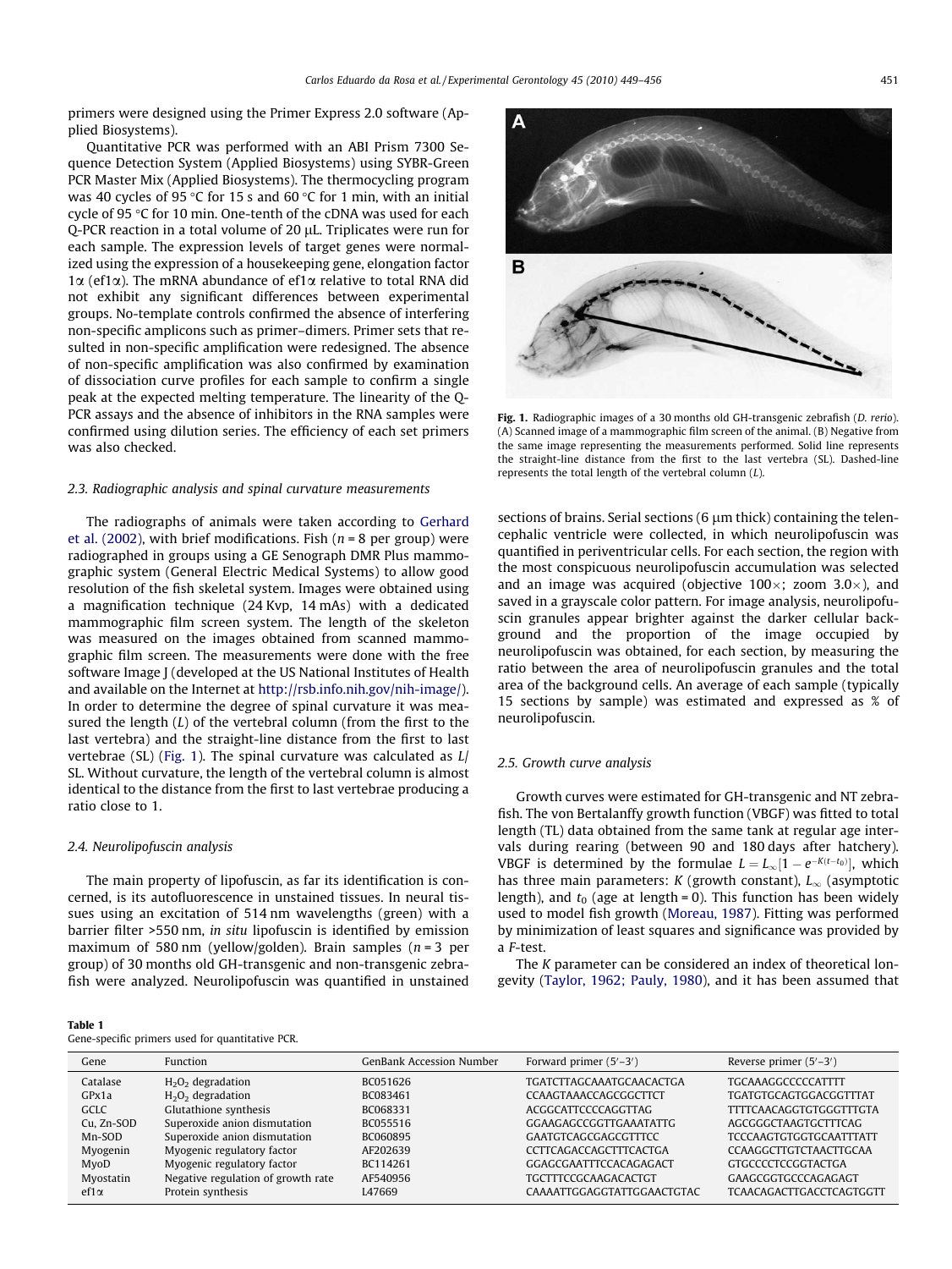primers were designed using the Primer Express 2.0 software (Applied Biosystems).

Quantitative PCR was performed with an ABI Prism 7300 Sequence Detection System (Applied Biosystems) using SYBR-Green PCR Master Mix (Applied Biosystems). The thermocycling program was 40 cycles of 95 °C for 15 s and 60 °C for 1 min, with an initial cycle of 95 °C for 10 min. One-tenth of the cDNA was used for each Q-PCR reaction in a total volume of 20 μL. Triplicates were run for each sample. The expression levels of target genes were normalized using the expression of a housekeeping gene, elongation factor 1α (ef1α). The mRNA abundance of ef1α relative to total RNA did not exhibit any significant differences between experimental groups. No-template controls confirmed the absence of interfering non-specific amplicons such as primer–dimers. Primer sets that resulted in non-specific amplification were redesigned. The absence of non-specific amplification was also confirmed by examination of dissociation curve profiles for each sample to confirm a single peak at the expected melting temperature. The linearity of the Q-PCR assays and the absence of inhibitors in the RNA samples were confirmed using dilution series. The efficiency of each set primers was also checked.

### 2.3. Radiographic analysis and spinal curvature measurements

The radiographs of animals were taken according to Gerhard et al. (2002), with brief modifications. Fish ($n = 8$ per group) were radiographed in groups using a GE Senograph DMR Plus mammographic system (General Electric Medical Systems) to allow good resolution of the fish skeletal system. Images were obtained using a magnification technique (24 Kvp, 14 mAs) with a dedicated mammographic film screen system. The length of the skeleton was measured on the images obtained from scanned mammographic film screen. The measurements were done with the free software Image J (developed at the US National Institutes of Health and available on the Internet at http://rsb.info.nih.gov/nih-image/). In order to determine the degree of spinal curvature it was measured the length ($L$) of the vertebral column (from the first to the last vertebra) and the straight-line distance from the first to last vertebrae (SL) (Fig. 1). The spinal curvature was calculated as $L$/SL. Without curvature, the length of the vertebral column is almost identical to the distance from the first to last vertebrae producing a ratio close to 1.

**Fig. 1.** Radiographic images of a 30 months old GH-transgenic zebrafish (*D. rerio*). (A) Scanned image of a mammographic film screen of the animal. (B) Negative from the same image representing the measurements performed. Solid line represents the straight-line distance from the first to the last vertebra (SL). Dashed-line represents the total length of the vertebral column ($L$).

### 2.4. Neurolipofuscin analysis

The main property of lipofuscin, as far its identification is concerned, is its autofluorescence in unstained tissues. In neural tissues using an excitation of 514 nm wavelengths (green) with a barrier filter >550 nm, *in situ* lipofuscin is identified by emission maximum of 580 nm (yellow/golden). Brain samples ($n = 3$ per group) of 30 months old GH-transgenic and non-transgenic zebrafish were analyzed. Neurolipofuscin was quantified in unstained sections of brains. Serial sections (6 μm thick) containing the telencephalic ventricle were collected, in which neurolipofuscin was quantified in periventricular cells. For each section, the region with the most conspicuous neurolipofuscin accumulation was selected and an image was acquired (objective 100×; zoom 3.0×), and saved in a grayscale color pattern. For image analysis, neurolipofuscin granules appear brighter against the darker cellular background and the proportion of the image occupied by neurolipofuscin was obtained, for each section, by measuring the ratio between the area of neurolipofuscin granules and the total area of the background cells. An average of each sample (typically 15 sections by sample) was estimated and expressed as % of neurolipofuscin.

### 2.5. Growth curve analysis

Growth curves were estimated for GH-transgenic and NT zebrafish. The von Bertalanffy growth function (VBGF) was fitted to total length (TL) data obtained from the same tank at regular age intervals during rearing (between 90 and 180 days after hatchery). VBGF is determined by the formulae $L = L_\infty[1 - e^{-K(t-t_0)}]$, which has three main parameters: $K$ (growth constant), $L_\infty$ (asymptotic length), and $t_0$ (age at length = 0). This function has been widely used to model fish growth (Moreau, 1987). Fitting was performed by minimization of least squares and significance was provided by a $F$-test.

The $K$ parameter can be considered an index of theoretical longevity (Taylor, 1962; Pauly, 1980), and it has been assumed that

**Table 1**
Gene-specific primers used for quantitative PCR.

| Gene | Function | GenBank Accession Number | Forward primer (5′–3′) | Reverse primer (5′–3′) |
|---|---|---|---|---|
| Catalase | $H_2O_2$ degradation | BC051626 | TGATCTTAGCAAATGCAACACTGA | TGCAAAGGCCCCCATTTT |
| GPx1a | $H_2O_2$ degradation | BC083461 | CCAAGTAAACCAGCGGCTTCT | TGATGTGCAGTGGACGGTTAT |
| GCLC | Glutathione synthesis | BC068331 | ACGGCATTCCCCAGGTTAG | TTTTCAACAGGTGTGGGTTTGTA |
| Cu, Zn-SOD | Superoxide anion dismutation | BC055516 | GGAAGAGCCGGTTGAAATATTG | AGCGGGCTAAGTGCTTTCAG |
| Mn-SOD | Superoxide anion dismutation | BC060895 | GAATGTCAGCGAGCGTTTCC | TCCCAAGTGTGGTGCAATTTATT |
| Myogenin | Myogenic regulatory factor | AF202639 | CCTTCAGACCAGCTTTCACTGA | CCAAGGCTTGTCTAACTTGCAA |
| MyoD | Myogenic regulatory factor | BC114261 | GGAGCGAATTTCCACAGAGACT | GTGCCCCTCCGGTACTGA |
| Myostatin | Negative regulation of growth rate | AF540956 | TGCTTTCCGCAAGACACTGT | GAAGCGGTGCCCAGAGAGT |
| ef1α | Protein synthesis | L47669 | CAAAATTGGAGGTATTGGAACTGTAC | TCAACAGACTTGACCTCAGTGGT |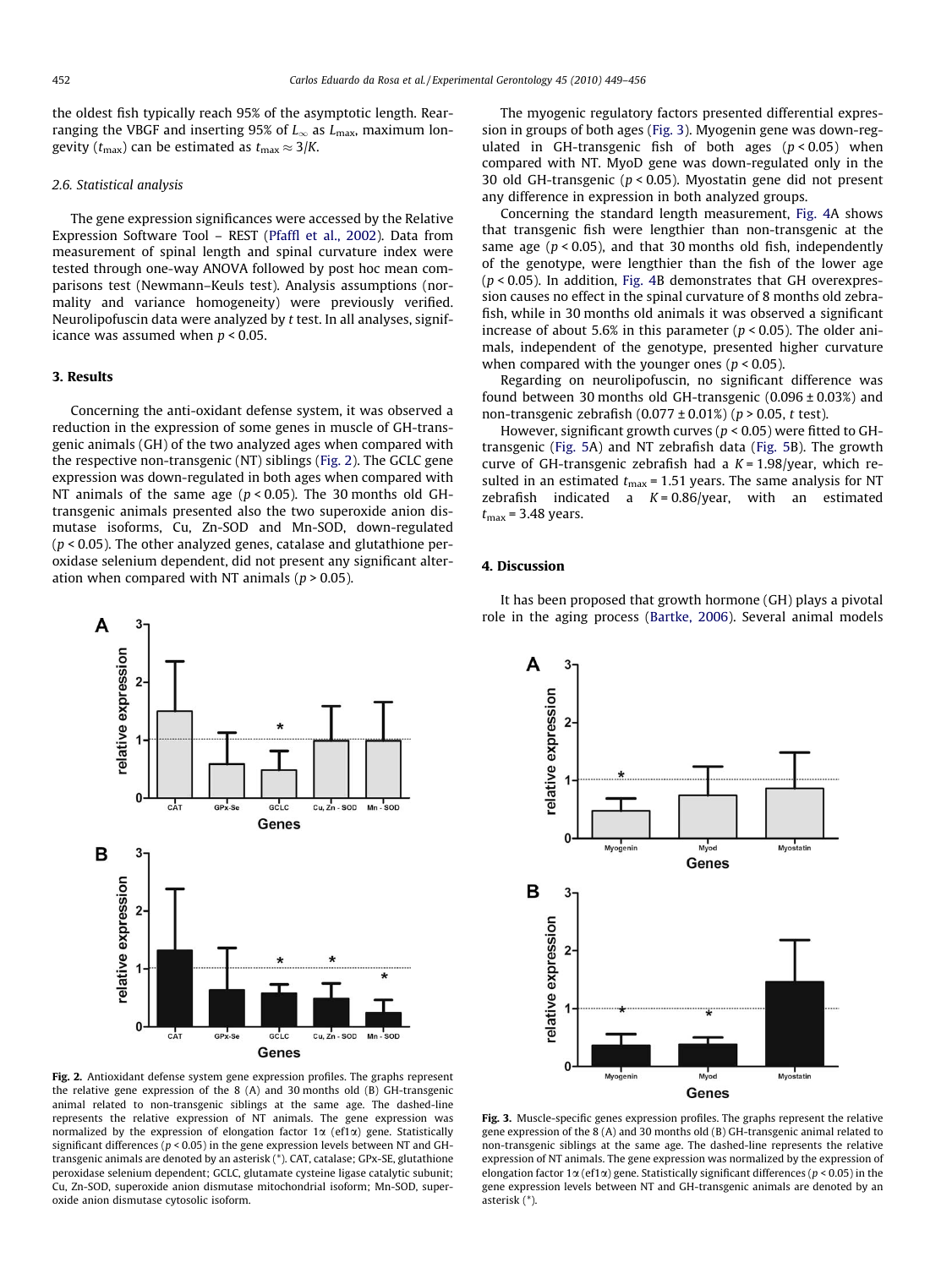the oldest fish typically reach 95% of the asymptotic length. Rearranging the VBGF and inserting 95% of $L_\infty$ as $L_{max}$, maximum longevity ($t_{max}$) can be estimated as $t_{max} \approx 3/K$.

### 2.6. Statistical analysis

The gene expression significances were accessed by the Relative Expression Software Tool – REST (Pfaffl et al., 2002). Data from measurement of spinal length and spinal curvature index were tested through one-way ANOVA followed by post hoc mean comparisons test (Newmann–Keuls test). Analysis assumptions (normality and variance homogeneity) were previously verified. Neurolipofuscin data were analyzed by $t$ test. In all analyses, significance was assumed when $p < 0.05$.

## 3. Results

Concerning the anti-oxidant defense system, it was observed a reduction in the expression of some genes in muscle of GH-transgenic animals (GH) of the two analyzed ages when compared with the respective non-transgenic (NT) siblings (Fig. 2). The GCLC gene expression was down-regulated in both ages when compared with NT animals of the same age ($p < 0.05$). The 30 months old GH-transgenic animals presented also the two superoxide anion dismutase isoforms, Cu, Zn-SOD and Mn-SOD, down-regulated ($p < 0.05$). The other analyzed genes, catalase and glutathione peroxidase selenium dependent, did not present any significant alteration when compared with NT animals ($p > 0.05$).

Fig. 2. Antioxidant defense system gene expression profiles. The graphs represent the relative gene expression of the 8 (A) and 30 months old (B) GH-transgenic animal related to non-transgenic siblings at the same age. The dashed-line represents the relative expression of NT animals. The gene expression was normalized by the expression of elongation factor 1α (ef1α) gene. Statistically significant differences ($p < 0.05$) in the gene expression levels between NT and GH-transgenic animals are denoted by an asterisk (*). CAT, catalase; GPx-SE, glutathione peroxidase selenium dependent; GCLC, glutamate cysteine ligase catalytic subunit; Cu, Zn-SOD, superoxide anion dismutase mitochondrial isoform; Mn-SOD, superoxide anion dismutase cytosolic isoform.

The myogenic regulatory factors presented differential expression in groups of both ages (Fig. 3). Myogenin gene was down-regulated in GH-transgenic fish of both ages ($p < 0.05$) when compared with NT. MyoD gene was down-regulated only in the 30 old GH-transgenic ($p < 0.05$). Myostatin gene did not present any difference in expression in both analyzed groups.

Concerning the standard length measurement, Fig. 4A shows that transgenic fish were lengthier than non-transgenic at the same age ($p < 0.05$), and that 30 months old fish, independently of the genotype, were lengthier than the fish of the lower age ($p < 0.05$). In addition, Fig. 4B demonstrates that GH overexpression causes no effect in the spinal curvature of 8 months old zebrafish, while in 30 months old animals it was observed a significant increase of about 5.6% in this parameter ($p < 0.05$). The older animals, independent of the genotype, presented higher curvature when compared with the younger ones ($p < 0.05$).

Regarding on neurolipofuscin, no significant difference was found between 30 months old GH-transgenic (0.096 ± 0.03%) and non-transgenic zebrafish (0.077 ± 0.01%) ($p > 0.05$, $t$ test).

However, significant growth curves ($p < 0.05$) were fitted to GH-transgenic (Fig. 5A) and NT zebrafish data (Fig. 5B). The growth curve of GH-transgenic zebrafish had a $K$ = 1.98/year, which resulted in an estimated $t_{max}$ = 1.51 years. The same analysis for NT zebrafish indicated a $K$ = 0.86/year, with an estimated $t_{max}$ = 3.48 years.

Fig. 3. Muscle-specific genes expression profiles. The graphs represent the relative gene expression of the 8 (A) and 30 months old (B) GH-transgenic animal related to non-transgenic siblings at the same age. The dashed-line represents the relative expression of NT animals. The gene expression was normalized by the expression of elongation factor 1α (ef1α) gene. Statistically significant differences ($p < 0.05$) in the gene expression levels between NT and GH-transgenic animals are denoted by an asterisk (*).

## 4. Discussion

It has been proposed that growth hormone (GH) plays a pivotal role in the aging process (Bartke, 2006). Several animal models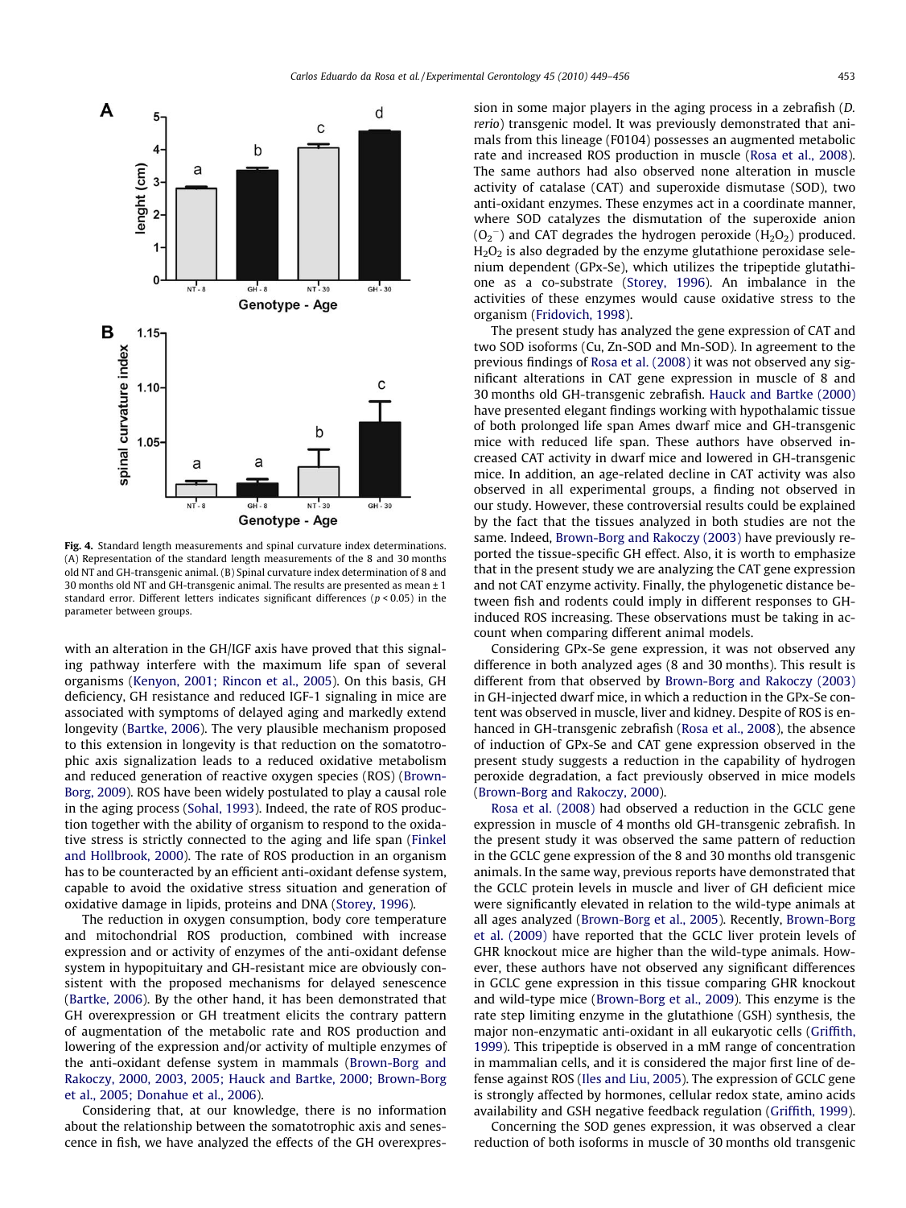**Fig. 4.** Standard length measurements and spinal curvature index determinations. (A) Representation of the standard length measurements of the 8 and 30 months old NT and GH-transgenic animal. (B) Spinal curvature index determination of 8 and 30 months old NT and GH-transgenic animal. The results are presented as mean ± 1 standard error. Different letters indicates significant differences ($p < 0.05$) in the parameter between groups.

with an alteration in the GH/IGF axis have proved that this signaling pathway interfere with the maximum life span of several organisms (Kenyon, 2001; Rincon et al., 2005). On this basis, GH deficiency, GH resistance and reduced IGF-1 signaling in mice are associated with symptoms of delayed aging and markedly extend longevity (Bartke, 2006). The very plausible mechanism proposed to this extension in longevity is that reduction on the somatotrophic axis signalization leads to a reduced oxidative metabolism and reduced generation of reactive oxygen species (ROS) (Brown-Borg, 2009). ROS have been widely postulated to play a causal role in the aging process (Sohal, 1993). Indeed, the rate of ROS production together with the ability of organism to respond to the oxidative stress is strictly connected to the aging and life span (Finkel and Hollbrook, 2000). The rate of ROS production in an organism has to be counteracted by an efficient anti-oxidant defense system, capable to avoid the oxidative stress situation and generation of oxidative damage in lipids, proteins and DNA (Storey, 1996).

The reduction in oxygen consumption, body core temperature and mitochondrial ROS production, combined with increase expression and or activity of enzymes of the anti-oxidant defense system in hypopituitary and GH-resistant mice are obviously consistent with the proposed mechanisms for delayed senescence (Bartke, 2006). By the other hand, it has been demonstrated that GH overexpression or GH treatment elicits the contrary pattern of augmentation of the metabolic rate and ROS production and lowering of the expression and/or activity of multiple enzymes of the anti-oxidant defense system in mammals (Brown-Borg and Rakoczy, 2000, 2003, 2005; Hauck and Bartke, 2000; Brown-Borg et al., 2005; Donahue et al., 2006).

Considering that, at our knowledge, there is no information about the relationship between the somatotrophic axis and senescence in fish, we have analyzed the effects of the GH overexpression in some major players in the aging process in a zebrafish (*D. rerio*) transgenic model. It was previously demonstrated that animals from this lineage (F0104) possesses an augmented metabolic rate and increased ROS production in muscle (Rosa et al., 2008). The same authors had also observed none alteration in muscle activity of catalase (CAT) and superoxide dismutase (SOD), two anti-oxidant enzymes. These enzymes act in a coordinate manner, where SOD catalyzes the dismutation of the superoxide anion ($O_2^-$) and CAT degrades the hydrogen peroxide ($H_2O_2$) produced. $H_2O_2$ is also degraded by the enzyme glutathione peroxidase selenium dependent (GPx-Se), which utilizes the tripeptide glutathione as a co-substrate (Storey, 1996). An imbalance in the activities of these enzymes would cause oxidative stress to the organism (Fridovich, 1998).

The present study has analyzed the gene expression of CAT and two SOD isoforms (Cu, Zn-SOD and Mn-SOD). In agreement to the previous findings of Rosa et al. (2008) it was not observed any significant alterations in CAT gene expression in muscle of 8 and 30 months old GH-transgenic zebrafish. Hauck and Bartke (2000) have presented elegant findings working with hypothalamic tissue of both prolonged life span Ames dwarf mice and GH-transgenic mice with reduced life span. These authors have observed increased CAT activity in dwarf mice and lowered in GH-transgenic mice. In addition, an age-related decline in CAT activity was also observed in all experimental groups, a finding not observed in our study. However, these controversial results could be explained by the fact that the tissues analyzed in both studies are not the same. Indeed, Brown-Borg and Rakoczy (2003) have previously reported the tissue-specific GH effect. Also, it is worth to emphasize that in the present study we are analyzing the CAT gene expression and not CAT enzyme activity. Finally, the phylogenetic distance between fish and rodents could imply in different responses to GH-induced ROS increasing. These observations must be taking in account when comparing different animal models.

Considering GPx-Se gene expression, it was not observed any difference in both analyzed ages (8 and 30 months). This result is different from that observed by Brown-Borg and Rakoczy (2003) in GH-injected dwarf mice, in which a reduction in the GPx-Se content was observed in muscle, liver and kidney. Despite of ROS is enhanced in GH-transgenic zebrafish (Rosa et al., 2008), the absence of induction of GPx-Se and CAT gene expression observed in the present study suggests a reduction in the capability of hydrogen peroxide degradation, a fact previously observed in mice models (Brown-Borg and Rakoczy, 2000).

Rosa et al. (2008) had observed a reduction in the GCLC gene expression in muscle of 4 months old GH-transgenic zebrafish. In the present study it was observed the same pattern of reduction in the GCLC gene expression of the 8 and 30 months old transgenic animals. In the same way, previous reports have demonstrated that the GCLC protein levels in muscle and liver of GH deficient mice were significantly elevated in relation to the wild-type animals at all ages analyzed (Brown-Borg et al., 2005). Recently, Brown-Borg et al. (2009) have reported that the GCLC liver protein levels of GHR knockout mice are higher than the wild-type animals. However, these authors have not observed any significant differences in GCLC gene expression in this tissue comparing GHR knockout and wild-type mice (Brown-Borg et al., 2009). This enzyme is the rate step limiting enzyme in the glutathione (GSH) synthesis, the major non-enzymatic anti-oxidant in all eukaryotic cells (Griffith, 1999). This tripeptide is observed in a mM range of concentration in mammalian cells, and it is considered the major first line of defense against ROS (Iles and Liu, 2005). The expression of GCLC gene is strongly affected by hormones, cellular redox state, amino acids availability and GSH negative feedback regulation (Griffith, 1999).

Concerning the SOD genes expression, it was observed a clear reduction of both isoforms in muscle of 30 months old transgenic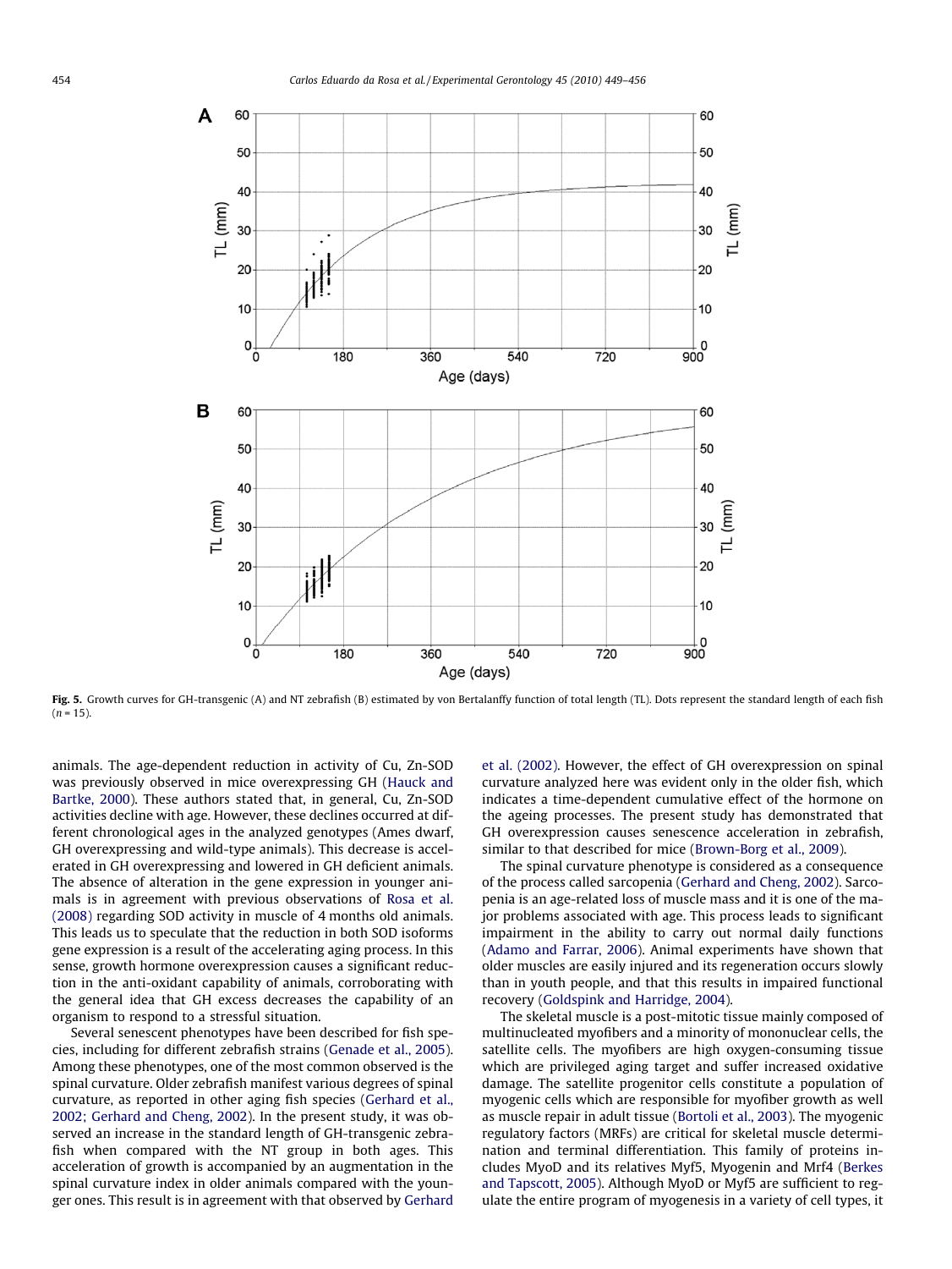**Fig. 5.** Growth curves for GH-transgenic (A) and NT zebrafish (B) estimated by von Bertalanffy function of total length (TL). Dots represent the standard length of each fish ($n = 15$).

animals. The age-dependent reduction in activity of Cu, Zn-SOD was previously observed in mice overexpressing GH (Hauck and Bartke, 2000). These authors stated that, in general, Cu, Zn-SOD activities decline with age. However, these declines occurred at different chronological ages in the analyzed genotypes (Ames dwarf, GH overexpressing and wild-type animals). This decrease is accelerated in GH overexpressing and lowered in GH deficient animals. The absence of alteration in the gene expression in younger animals is in agreement with previous observations of Rosa et al. (2008) regarding SOD activity in muscle of 4 months old animals. This leads us to speculate that the reduction in both SOD isoforms gene expression is a result of the accelerating aging process. In this sense, growth hormone overexpression causes a significant reduction in the anti-oxidant capability of animals, corroborating with the general idea that GH excess decreases the capability of an organism to respond to a stressful situation.

Several senescent phenotypes have been described for fish species, including for different zebrafish strains (Genade et al., 2005). Among these phenotypes, one of the most common observed is the spinal curvature. Older zebrafish manifest various degrees of spinal curvature, as reported in other aging fish species (Gerhard et al., 2002; Gerhard and Cheng, 2002). In the present study, it was observed an increase in the standard length of GH-transgenic zebrafish when compared with the NT group in both ages. This acceleration of growth is accompanied by an augmentation in the spinal curvature index in older animals compared with the younger ones. This result is in agreement with that observed by Gerhard et al. (2002). However, the effect of GH overexpression on spinal curvature analyzed here was evident only in the older fish, which indicates a time-dependent cumulative effect of the hormone on the ageing processes. The present study has demonstrated that GH overexpression causes senescence acceleration in zebrafish, similar to that described for mice (Brown-Borg et al., 2009).

The spinal curvature phenotype is considered as a consequence of the process called sarcopenia (Gerhard and Cheng, 2002). Sarcopenia is an age-related loss of muscle mass and it is one of the major problems associated with age. This process leads to significant impairment in the ability to carry out normal daily functions (Adamo and Farrar, 2006). Animal experiments have shown that older muscles are easily injured and its regeneration occurs slowly than in youth people, and that this results in impaired functional recovery (Goldspink and Harridge, 2004).

The skeletal muscle is a post-mitotic tissue mainly composed of multinucleated myofibers and a minority of mononuclear cells, the satellite cells. The myofibers are high oxygen-consuming tissue which are privileged aging target and suffer increased oxidative damage. The satellite progenitor cells constitute a population of myogenic cells which are responsible for myofiber growth as well as muscle repair in adult tissue (Bortoli et al., 2003). The myogenic regulatory factors (MRFs) are critical for skeletal muscle determination and terminal differentiation. This family of proteins includes MyoD and its relatives Myf5, Myogenin and Mrf4 (Berkes and Tapscott, 2005). Although MyoD or Myf5 are sufficient to regulate the entire program of myogenesis in a variety of cell types, it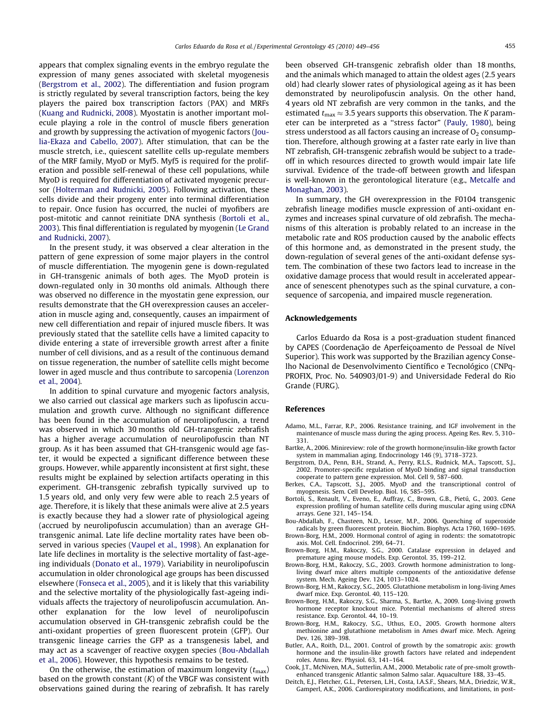appears that complex signaling events in the embryo regulate the expression of many genes associated with skeletal myogenesis (Bergstrom et al., 2002). The differentiation and fusion program is strictly regulated by several transcription factors, being the key players the paired box transcription factors (PAX) and MRFs (Kuang and Rudnicki, 2008). Myostatin is another important molecule playing a role in the control of muscle fibers generation and growth by suppressing the activation of myogenic factors (Joulia-Ekaza and Cabello, 2007). After stimulation, that can be the muscle stretch, i.e., quiescent satellite cells up-regulate members of the MRF family, MyoD or Myf5. Myf5 is required for the proliferation and possible self-renewal of these cell populations, while MyoD is required for differentiation of activated myogenic precursor (Holterman and Rudnicki, 2005). Following activation, these cells divide and their progeny enter into terminal differentiation to repair. Once fusion has occurred, the nuclei of myofibers are post-mitotic and cannot reinitiate DNA synthesis (Bortoli et al., 2003). This final differentiation is regulated by myogenin (Le Grand and Rudnicki, 2007).

In the present study, it was observed a clear alteration in the pattern of gene expression of some major players in the control of muscle differentiation. The myogenin gene is down-regulated in GH-transgenic animals of both ages. The MyoD protein is down-regulated only in 30 months old animals. Although there was observed no difference in the myostatin gene expression, our results demonstrate that the GH overexpression causes an acceleration in muscle aging and, consequently, causes an impairment of new cell differentiation and repair of injured muscle fibers. It was previously stated that the satellite cells have a limited capacity to divide entering a state of irreversible growth arrest after a finite number of cell divisions, and as a result of the continuous demand on tissue regeneration, the number of satellite cells might become lower in aged muscle and thus contribute to sarcopenia (Lorenzon et al., 2004).

In addition to spinal curvature and myogenic factors analysis, we also carried out classical age markers such as lipofuscin accumulation and growth curve. Although no significant difference has been found in the accumulation of neurolipofuscin, a trend was observed in which 30 months old GH-transgenic zebrafish has a higher average accumulation of neurolipofuscin than NT group. As it has been assumed that GH-transgenic would age faster, it would be expected a significant difference between these groups. However, while apparently inconsistent at first sight, these results might be explained by selection artifacts operating in this experiment. GH-transgenic zebrafish typically survived up to 1.5 years old, and only very few were able to reach 2.5 years of age. Therefore, it is likely that these animals were alive at 2.5 years is exactly because they had a slower rate of physiological ageing (accrued by neurolipofuscin accumulation) than an average GH-transgenic animal. Late life decline mortality rates have been observed in various species (Vaupel et al., 1998). An explanation for late life declines in mortality is the selective mortality of fast-ageing individuals (Donato et al., 1979). Variability in neurolipofuscin accumulation in older chronological age groups has been discussed elsewhere (Fonseca et al., 2005), and it is likely that this variability and the selective mortality of the physiologically fast-ageing individuals affects the trajectory of neurolipofuscin accumulation. Another explanation for the low level of neurolipofuscin accumulation observed in GH-transgenic zebrafish could be the anti-oxidant properties of green fluorescent protein (GFP). Our transgenic lineage carries the GFP as a transgenesis label, and may act as a scavenger of reactive oxygen species (Bou-Abdallah et al., 2006). However, this hypothesis remains to be tested.

On the otherwise, the estimation of maximum longevity ($t_{max}$) based on the growth constant ($K$) of the VBGF was consistent with observations gained during the rearing of zebrafish. It has rarely been observed GH-transgenic zebrafish older than 18 months, and the animals which managed to attain the oldest ages (2.5 years old) had clearly slower rates of physiological ageing as it has been demonstrated by neurolipofuscin analysis. On the other hand, 4 years old NT zebrafish are very common in the tanks, and the estimated $t_{max} \approx 3.5$ years supports this observation. The $K$ parameter can be interpreted as a "stress factor" (Pauly, 1980), being stress understood as all factors causing an increase of $O_2$ consumption. Therefore, although growing at a faster rate early in live than NT zebrafish, GH-transgenic zebrafish would be subject to a trade-off in which resources directed to growth would impair late life survival. Evidence of the trade-off between growth and lifespan is well-known in the gerontological literature (e.g., Metcalfe and Monaghan, 2003).

In summary, the GH overexpression in the F0104 transgenic zebrafish lineage modifies muscle expression of anti-oxidant enzymes and increases spinal curvature of old zebrafish. The mechanisms of this alteration is probably related to an increase in the metabolic rate and ROS production caused by the anabolic effects of this hormone and, as demonstrated in the present study, the down-regulation of several genes of the anti-oxidant defense system. The combination of these two factors lead to increase in the oxidative damage process that would result in accelerated appearance of senescent phenotypes such as the spinal curvature, a consequence of sarcopenia, and impaired muscle regeneration.

## Acknowledgements

Carlos Eduardo da Rosa is a post-graduation student financed by CAPES (Coordenação de Aperfeiçoamento de Pessoal de Nível Superior). This work was supported by the Brazilian agency Conselho Nacional de Desenvolvimento Científico e Tecnológico (CNPq-PROFIX, Proc. No. 540903/01-9) and Universidade Federal do Rio Grande (FURG).

## References

- Adamo, M.L., Farrar, R.P., 2006. Resistance training, and IGF involvement in the maintenance of muscle mass during the aging process. Ageing Res. Rev. 5, 310–331.
- Bartke, A., 2006. Minireview: role of the growth hormone/insulin-like growth factor system in mammalian aging. Endocrinology 146 (9), 3718–3723.
- Bergstrom, D.A., Penn, B.H., Strand, A., Perry, R.L.S., Rudnick, M.A., Tapscott, S.J., 2002. Promoter-specific regulation of MyoD binding and signal transduction cooperate to pattern gene expression. Mol. Cell 9, 587–600.
- Berkes, C.A., Tapscott, S.J., 2005. MyoD and the transcriptional control of myogenesis. Sem. Cell Develop. Biol. 16, 585–595.
- Bortoli, S., Renault, V., Eveno, E., Auffray, C., Brown, G.B., Pietú, G., 2003. Gene expression profiling of human satellite cells during muscular aging using cDNA arrays. Gene 321, 145–154.
- Bou-Abdallah, F., Chasteen, N.D., Lesser, M.P., 2006. Quenching of superoxide radicals by green fluorescent protein. Biochim. Biophys. Acta 1760, 1690–1695.
- Brown-Borg, H.M., 2009. Hormonal control of aging in rodents: the somatotropic axis. Mol. Cell. Endocrinol. 299, 64–71.
- Brown-Borg, H.M., Rakoczy, S.G., 2000. Catalase expression in delayed and premature aging mouse models. Exp. Gerontol. 35, 199–212.
- Brown-Borg, H.M., Rakoczy, S.G., 2003. Growth hormone administration to long-living dwarf mice alters multiple components of the antioxidative defense system. Mech. Ageing Dev. 124, 1013–1024.
- Brown-Borg, H.M., Rakoczy, S.G., 2005. Glutathione metabolism in long-living Ames dwarf mice. Exp. Gerontol. 40, 115–120.
- Brown-Borg, H.M., Rakoczy, S.G., Sharma, S., Bartke, A., 2009. Long-living growth hormone receptor knockout mice. Potential mechanisms of altered stress resistance. Exp. Gerontol. 44, 10–19.
- Brown-Borg, H.M., Rakoczy, S.G., Uthus, E.O., 2005. Growth hormone alters methionine and glutathione metabolism in Ames dwarf mice. Mech. Ageing Dev. 126, 389–398.
- Butler, A.A., Roith, D.L., 2001. Control of growth by the somatropic axis: growth hormone and the insulin-like growth factors have related and independent roles. Annu. Rev. Physiol. 63, 141–164.
- Cook, J.T., McNiven, M.A., Sutterlin, A.M., 2000. Metabolic rate of pre-smolt growth-enhanced transgenic Atlantic salmon Salmo salar. Aquaculture 188, 33–45.
- Deitch, E.J., Fletcher, G.L., Petersen, L.H., Costa, I.A.S.F., Shears, M.A., Driedzic, W.R., Gamperl, A.K., 2006. Cardiorespiratory modifications, and limitations, in post-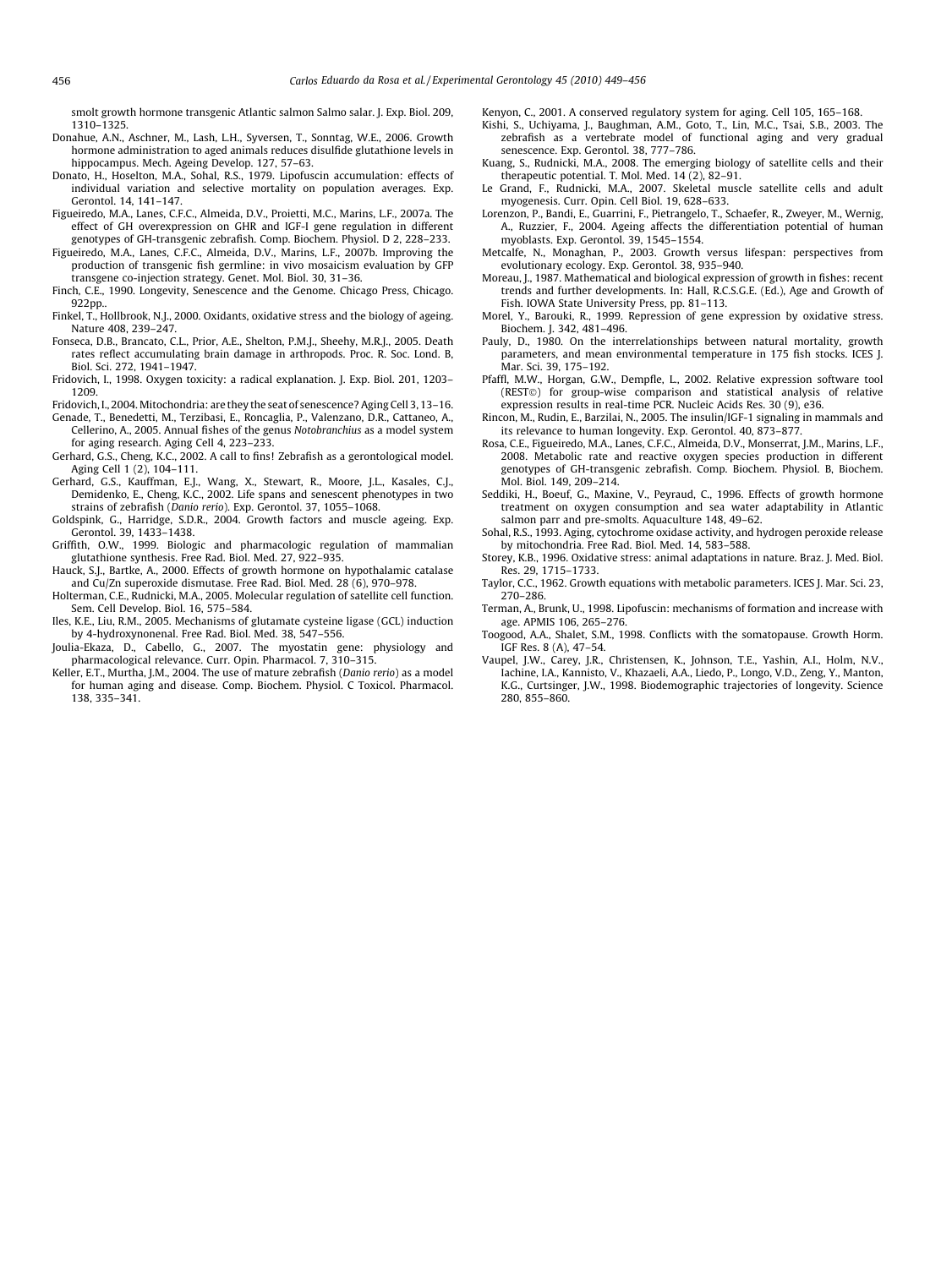smolt growth hormone transgenic Atlantic salmon Salmo salar. J. Exp. Biol. 209, 1310–1325.

Donahue, A.N., Aschner, M., Lash, L.H., Syversen, T., Sonntag, W.E., 2006. Growth hormone administration to aged animals reduces disulfide glutathione levels in hippocampus. Mech. Ageing Develop. 127, 57–63.

Donato, H., Hoselton, M.A., Sohal, R.S., 1979. Lipofuscin accumulation: effects of individual variation and selective mortality on population averages. Exp. Gerontol. 14, 141–147.

Figueiredo, M.A., Lanes, C.F.C., Almeida, D.V., Proietti, M.C., Marins, L.F., 2007a. The effect of GH overexpression on GHR and IGF-I gene regulation in different genotypes of GH-transgenic zebrafish. Comp. Biochem. Physiol. D 2, 228–233.

Figueiredo, M.A., Lanes, C.F.C., Almeida, D.V., Marins, L.F., 2007b. Improving the production of transgenic fish germline: in vivo mosaicism evaluation by GFP transgene co-injection strategy. Genet. Mol. Biol. 30, 31–36.

Finch, C.E., 1990. Longevity, Senescence and the Genome. Chicago Press, Chicago. 922pp..

Finkel, T., Hollbrook, N.J., 2000. Oxidants, oxidative stress and the biology of ageing. Nature 408, 239–247.

Fonseca, D.B., Brancato, C.L., Prior, A.E., Shelton, P.M.J., Sheehy, M.R.J., 2005. Death rates reflect accumulating brain damage in arthropods. Proc. R. Soc. Lond. B, Biol. Sci. 272, 1941–1947.

Fridovich, I., 1998. Oxygen toxicity: a radical explanation. J. Exp. Biol. 201, 1203–1209.

Fridovich, I., 2004. Mitochondria: are they the seat of senescence? Aging Cell 3, 13–16.

Genade, T., Benedetti, M., Terzibasi, E., Roncaglia, P., Valenzano, D.R., Cattaneo, A., Cellerino, A., 2005. Annual fishes of the genus *Notobranchius* as a model system for aging research. Aging Cell 4, 223–233.

Gerhard, G.S., Cheng, K.C., 2002. A call to fins! Zebrafish as a gerontological model. Aging Cell 1 (2), 104–111.

Gerhard, G.S., Kauffman, E.J., Wang, X., Stewart, R., Moore, J.L., Kasales, C.J., Demidenko, E., Cheng, K.C., 2002. Life spans and senescent phenotypes in two strains of zebrafish (*Danio rerio*). Exp. Gerontol. 37, 1055–1068.

Goldspink, G., Harridge, S.D.R., 2004. Growth factors and muscle ageing. Exp. Gerontol. 39, 1433–1438.

Griffith, O.W., 1999. Biologic and pharmacologic regulation of mammalian glutathione synthesis. Free Rad. Biol. Med. 27, 922–935.

Hauck, S.J., Bartke, A., 2000. Effects of growth hormone on hypothalamic catalase and Cu/Zn superoxide dismutase. Free Rad. Biol. Med. 28 (6), 970–978.

Holterman, C.E., Rudnicki, M.A., 2005. Molecular regulation of satellite cell function. Sem. Cell Develop. Biol. 16, 575–584.

Iles, K.E., Liu, R.M., 2005. Mechanisms of glutamate cysteine ligase (GCL) induction by 4-hydroxynonenal. Free Rad. Biol. Med. 38, 547–556.

Joulia-Ekaza, D., Cabello, G., 2007. The myostatin gene: physiology and pharmacological relevance. Curr. Opin. Pharmacol. 7, 310–315.

Keller, E.T., Murtha, J.M., 2004. The use of mature zebrafish (*Danio rerio*) as a model for human aging and disease. Comp. Biochem. Physiol. C Toxicol. Pharmacol. 138, 335–341.

Kenyon, C., 2001. A conserved regulatory system for aging. Cell 105, 165–168.

Kishi, S., Uchiyama, J., Baughman, A.M., Goto, T., Lin, M.C., Tsai, S.B., 2003. The zebrafish as a vertebrate model of functional aging and very gradual senescence. Exp. Gerontol. 38, 777–786.

Kuang, S., Rudnicki, M.A., 2008. The emerging biology of satellite cells and their therapeutic potential. T. Mol. Med. 14 (2), 82–91.

Le Grand, F., Rudnicki, M.A., 2007. Skeletal muscle satellite cells and adult myogenesis. Curr. Opin. Cell Biol. 19, 628–633.

Lorenzon, P., Bandi, E., Guarrini, F., Pietrangelo, T., Schaefer, R., Zweyer, M., Wernig, A., Ruzzier, F., 2004. Ageing affects the differentiation potential of human myoblasts. Exp. Gerontol. 39, 1545–1554.

Metcalfe, N., Monaghan, P., 2003. Growth versus lifespan: perspectives from evolutionary ecology. Exp. Gerontol. 38, 935–940.

Moreau, J., 1987. Mathematical and biological expression of growth in fishes: recent trends and further developments. In: Hall, R.C.S.G.E. (Ed.), Age and Growth of Fish. IOWA State University Press, pp. 81–113.

Morel, Y., Barouki, R., 1999. Repression of gene expression by oxidative stress. Biochem. J. 342, 481–496.

Pauly, D., 1980. On the interrelationships between natural mortality, growth parameters, and mean environmental temperature in 175 fish stocks. ICES J. Mar. Sci. 39, 175–192.

Pfaffl, M.W., Horgan, G.W., Dempfle, L., 2002. Relative expression software tool (REST©) for group-wise comparison and statistical analysis of relative expression results in real-time PCR. Nucleic Acids Res. 30 (9), e36.

Rincon, M., Rudin, E., Barzilai, N., 2005. The insulin/IGF-1 signaling in mammals and its relevance to human longevity. Exp. Gerontol. 40, 873–877.

Rosa, C.E., Figueiredo, M.A., Lanes, C.F.C., Almeida, D.V., Monserrat, J.M., Marins, L.F., 2008. Metabolic rate and reactive oxygen species production in different genotypes of GH-transgenic zebrafish. Comp. Biochem. Physiol. B, Biochem. Mol. Biol. 149, 209–214.

Seddiki, H., Boeuf, G., Maxine, V., Peyraud, C., 1996. Effects of growth hormone treatment on oxygen consumption and sea water adaptability in Atlantic salmon parr and pre-smolts. Aquaculture 148, 49–62.

Sohal, R.S., 1993. Aging, cytochrome oxidase activity, and hydrogen peroxide release by mitochondria. Free Rad. Biol. Med. 14, 583–588.

Storey, K.B., 1996. Oxidative stress: animal adaptations in nature. Braz. J. Med. Biol. Res. 29, 1715–1733.

Taylor, C.C., 1962. Growth equations with metabolic parameters. ICES J. Mar. Sci. 23, 270–286.

Terman, A., Brunk, U., 1998. Lipofuscin: mechanisms of formation and increase with age. APMIS 106, 265–276.

Toogood, A.A., Shalet, S.M., 1998. Conflicts with the somatopause. Growth Horm. IGF Res. 8 (A), 47–54.

Vaupel, J.W., Carey, J.R., Christensen, K., Johnson, T.E., Yashin, A.I., Holm, N.V., Iachine, I.A., Kannisto, V., Khazaeli, A.A., Liedo, P., Longo, V.D., Zeng, Y., Manton, K.G., Curtsinger, J.W., 1998. Biodemographic trajectories of longevity. Science 280, 855–860.